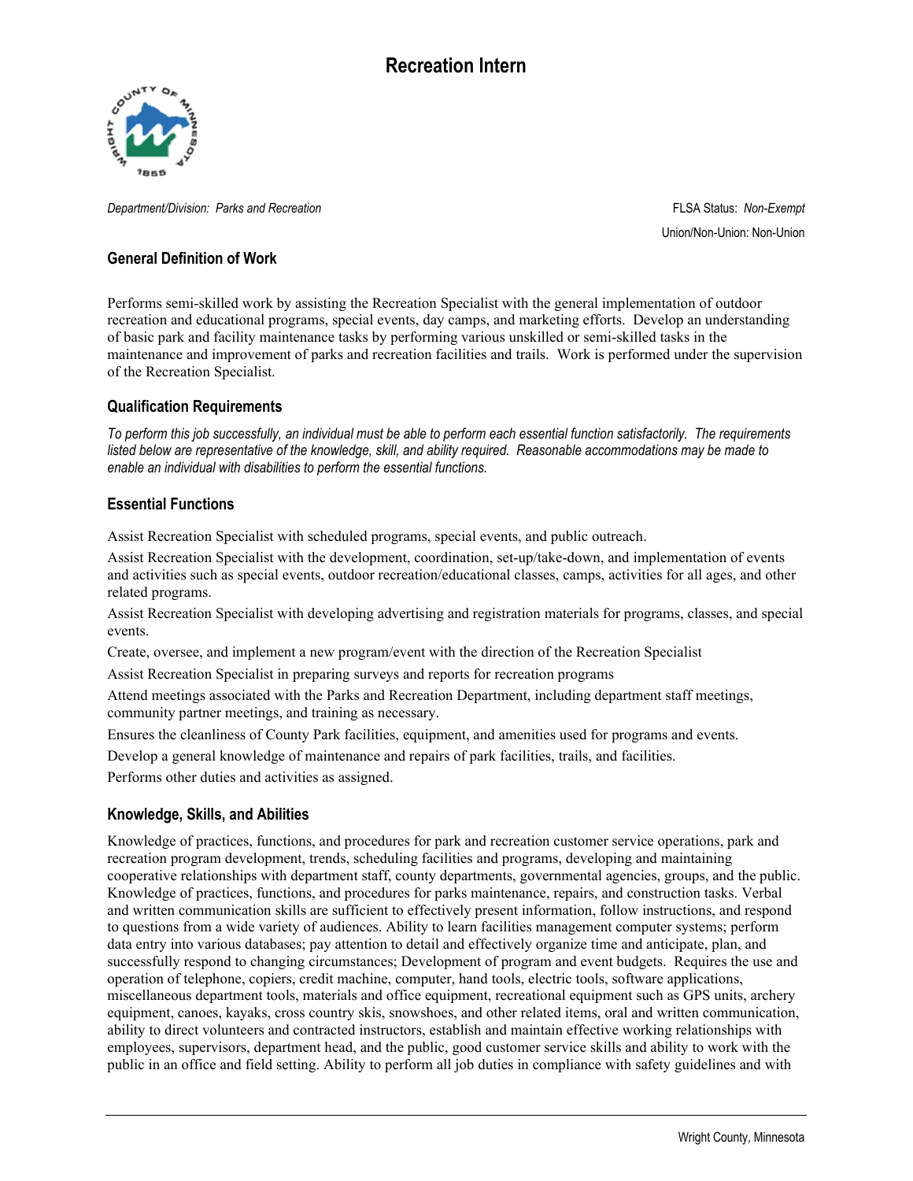# Recreation Intern

*Department/Division: Parks and Recreation*

FLSA Status: *Non-Exempt*

Union/Non-Union: Non-Union

## General Definition of Work

Performs semi-skilled work by assisting the Recreation Specialist with the general implementation of outdoor recreation and educational programs, special events, day camps, and marketing efforts. Develop an understanding of basic park and facility maintenance tasks by performing various unskilled or semi-skilled tasks in the maintenance and improvement of parks and recreation facilities and trails. Work is performed under the supervision of the Recreation Specialist.

## Qualification Requirements

*To perform this job successfully, an individual must be able to perform each essential function satisfactorily. The requirements listed below are representative of the knowledge, skill, and ability required. Reasonable accommodations may be made to enable an individual with disabilities to perform the essential functions.*

## Essential Functions

Assist Recreation Specialist with scheduled programs, special events, and public outreach.

Assist Recreation Specialist with the development, coordination, set-up/take-down, and implementation of events and activities such as special events, outdoor recreation/educational classes, camps, activities for all ages, and other related programs.

Assist Recreation Specialist with developing advertising and registration materials for programs, classes, and special events.

Create, oversee, and implement a new program/event with the direction of the Recreation Specialist

Assist Recreation Specialist in preparing surveys and reports for recreation programs

Attend meetings associated with the Parks and Recreation Department, including department staff meetings, community partner meetings, and training as necessary.

Ensures the cleanliness of County Park facilities, equipment, and amenities used for programs and events.

Develop a general knowledge of maintenance and repairs of park facilities, trails, and facilities.

Performs other duties and activities as assigned.

## Knowledge, Skills, and Abilities

Knowledge of practices, functions, and procedures for park and recreation customer service operations, park and recreation program development, trends, scheduling facilities and programs, developing and maintaining cooperative relationships with department staff, county departments, governmental agencies, groups, and the public. Knowledge of practices, functions, and procedures for parks maintenance, repairs, and construction tasks. Verbal and written communication skills are sufficient to effectively present information, follow instructions, and respond to questions from a wide variety of audiences. Ability to learn facilities management computer systems; perform data entry into various databases; pay attention to detail and effectively organize time and anticipate, plan, and successfully respond to changing circumstances; Development of program and event budgets. Requires the use and operation of telephone, copiers, credit machine, computer, hand tools, electric tools, software applications, miscellaneous department tools, materials and office equipment, recreational equipment such as GPS units, archery equipment, canoes, kayaks, cross country skis, snowshoes, and other related items, oral and written communication, ability to direct volunteers and contracted instructors, establish and maintain effective working relationships with employees, supervisors, department head, and the public, good customer service skills and ability to work with the public in an office and field setting. Ability to perform all job duties in compliance with safety guidelines and with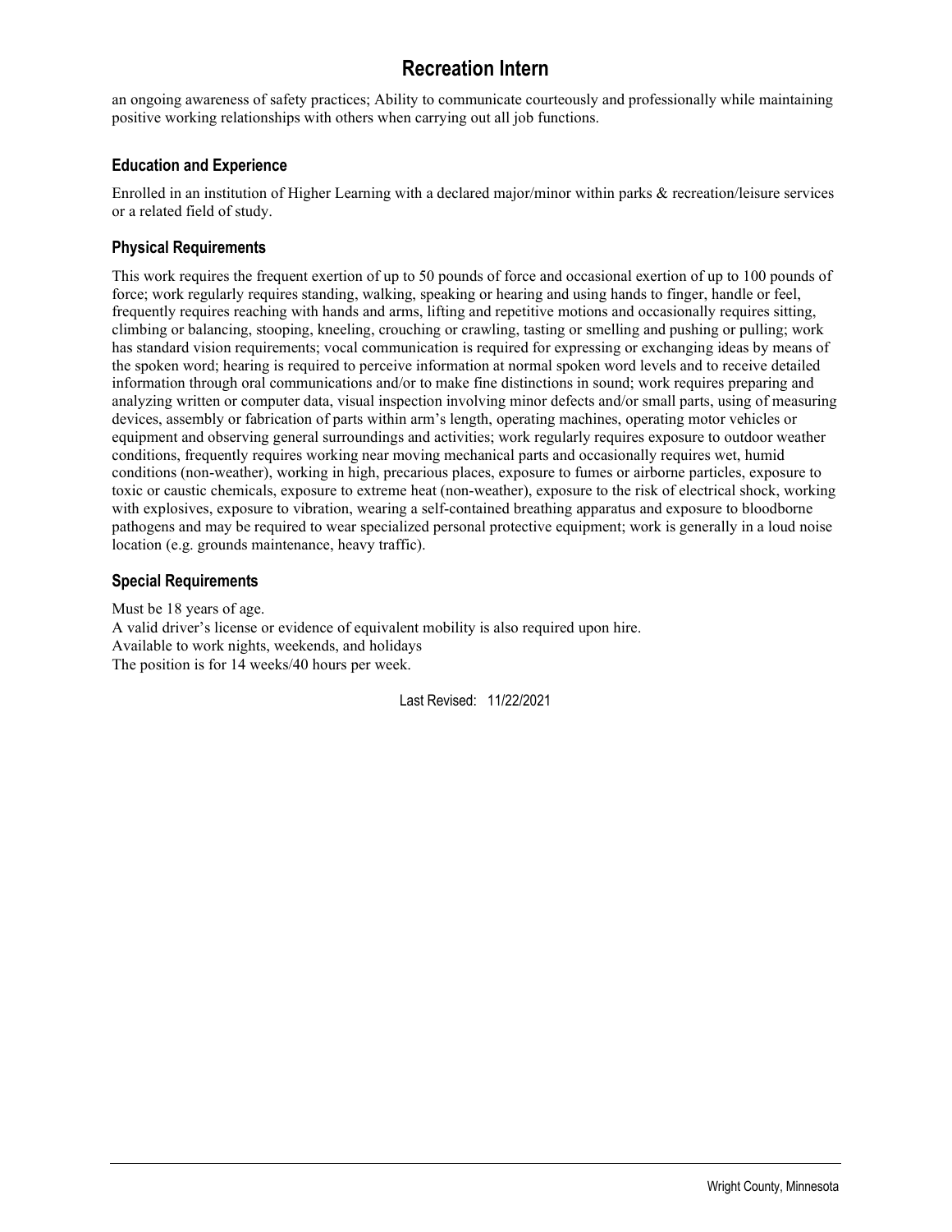an ongoing awareness of safety practices; Ability to communicate courteously and professionally while maintaining positive working relationships with others when carrying out all job functions.

### Education and Experience

Enrolled in an institution of Higher Learning with a declared major/minor within parks & recreation/leisure services or a related field of study.

### Physical Requirements

This work requires the frequent exertion of up to 50 pounds of force and occasional exertion of up to 100 pounds of force; work regularly requires standing, walking, speaking or hearing and using hands to finger, handle or feel, frequently requires reaching with hands and arms, lifting and repetitive motions and occasionally requires sitting, climbing or balancing, stooping, kneeling, crouching or crawling, tasting or smelling and pushing or pulling; work has standard vision requirements; vocal communication is required for expressing or exchanging ideas by means of the spoken word; hearing is required to perceive information at normal spoken word levels and to receive detailed information through oral communications and/or to make fine distinctions in sound; work requires preparing and analyzing written or computer data, visual inspection involving minor defects and/or small parts, using of measuring devices, assembly or fabrication of parts within arm's length, operating machines, operating motor vehicles or equipment and observing general surroundings and activities; work regularly requires exposure to outdoor weather conditions, frequently requires working near moving mechanical parts and occasionally requires wet, humid conditions (non-weather), working in high, precarious places, exposure to fumes or airborne particles, exposure to toxic or caustic chemicals, exposure to extreme heat (non-weather), exposure to the risk of electrical shock, working with explosives, exposure to vibration, wearing a self-contained breathing apparatus and exposure to bloodborne pathogens and may be required to wear specialized personal protective equipment; work is generally in a loud noise location (e.g. grounds maintenance, heavy traffic).

### Special Requirements

Must be 18 years of age.
A valid driver's license or evidence of equivalent mobility is also required upon hire.
Available to work nights, weekends, and holidays
The position is for 14 weeks/40 hours per week.

Last Revised: 11/22/2021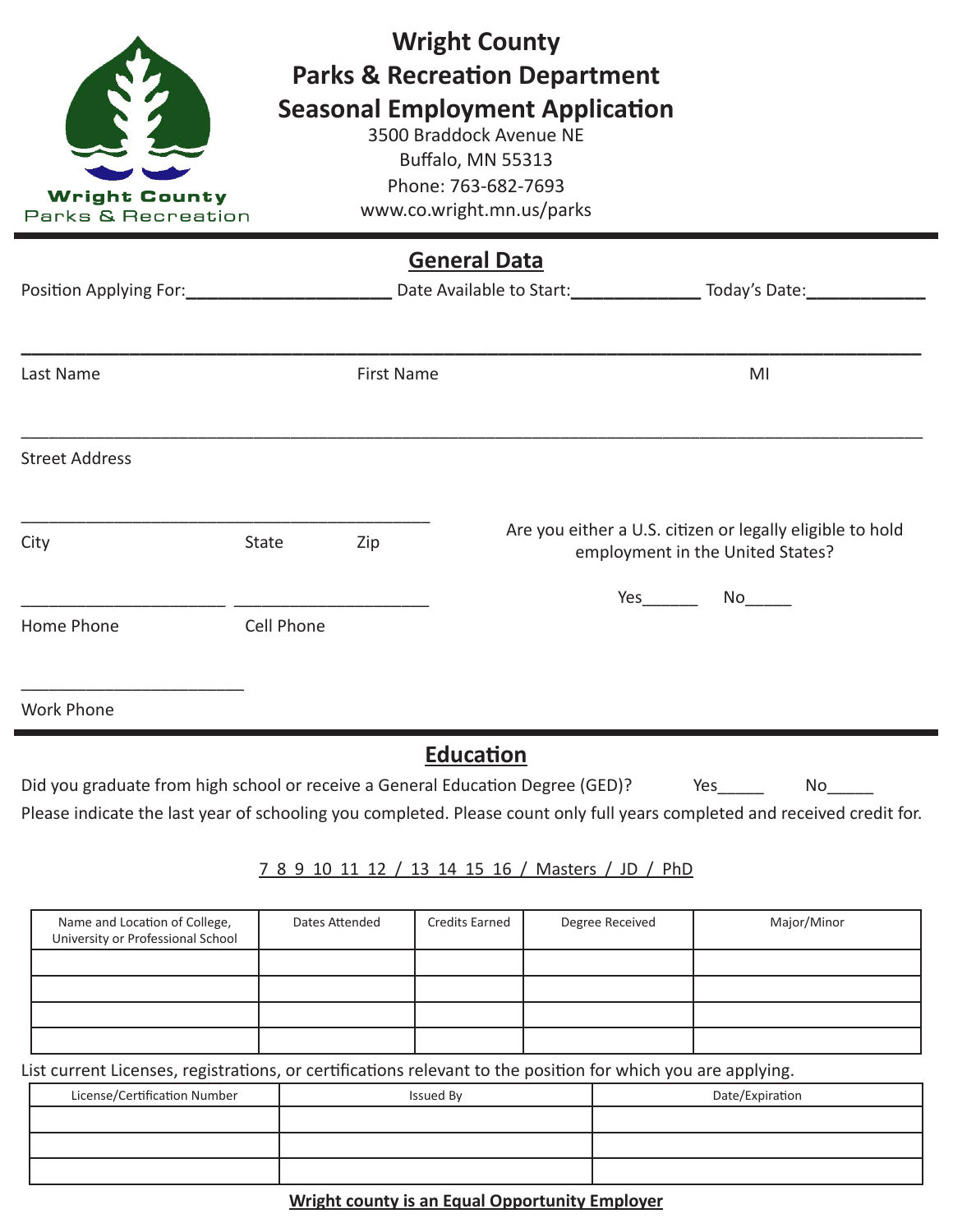Wright County
Parks & Recreation

# Wright County
# Parks & Recreation Department
# Seasonal Employment Application

3500 Braddock Avenue NE
Buffalo, MN 55313
Phone: 763-682-7693
www.co.wright.mn.us/parks

## General Data

Position Applying For:______________________ Date Available to Start:______________ Today's Date:____________

_____________________________________________________________________________________

Last Name                    First Name                    MI

_____________________________________________________________________________________

Street Address

_____________________________________________

City          State          Zip

Are you either a U.S. citizen or legally eligible to hold employment in the United States?

Yes______   No_____

_____________________ _____________________

Home Phone          Cell Phone

________________________

Work Phone

## Education

Did you graduate from high school or receive a General Education Degree (GED)?   Yes_____   No_____

Please indicate the last year of schooling you completed. Please count only full years completed and received credit for.

7 8 9 10 11 12 / 13 14 15 16 / Masters / JD / PhD

| Name and Location of College, University or Professional School | Dates Attended | Credits Earned | Degree Received | Major/Minor |
|---|---|---|---|---|
| | | | | |
| | | | | |
| | | | | |
| | | | | |

List current Licenses, registrations, or certifications relevant to the position for which you are applying.

| License/Certification Number | Issued By | Date/Expiration |
|---|---|---|
| | | |
| | | |
| | | |

**Wright county is an Equal Opportunity Employer**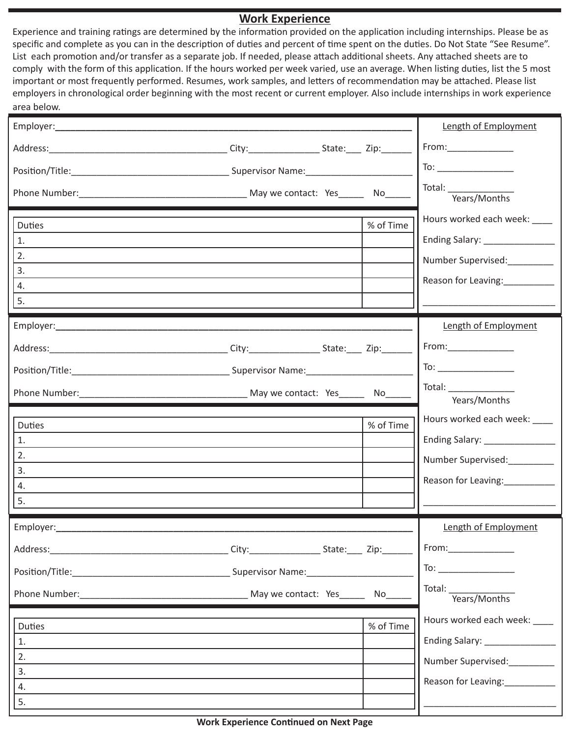## Work Experience

Experience and training ratings are determined by the information provided on the application including internships. Please be as specific and complete as you can in the description of duties and percent of time spent on the duties. Do Not State "See Resume". List each promotion and/or transfer as a separate job. If needed, please attach additional sheets. Any attached sheets are to comply with the form of this application. If the hours worked per week varied, use an average. When listing duties, list the 5 most important or most frequently performed. Resumes, work samples, and letters of recommendation may be attached. Please list employers in chronological order beginning with the most recent or current employer. Also include internships in work experience area below.

Employer:______________________________________________

Address:______________________________ City:______________ State:___ Zip:______

Position/Title:____________________________ Supervisor Name:______________________

Phone Number:______________________________ May we contact: Yes_____ No_____

**Length of Employment**

From:_____________

To: _______________

Total: _____________ Years/Months

Hours worked each week: ____

Ending Salary: ______________

Number Supervised:_________

Reason for Leaving:__________

__________________________

| Duties | % of Time |
|---|---|
| 1. | |
| 2. | |
| 3. | |
| 4. | |
| 5. | |

Employer:______________________________________________

Address:______________________________ City:______________ State:___ Zip:______

Position/Title:____________________________ Supervisor Name:______________________

Phone Number:______________________________ May we contact: Yes_____ No_____

**Length of Employment**

From:_____________

To: _______________

Total: _____________ Years/Months

Hours worked each week: ____

Ending Salary: ______________

Number Supervised:_________

Reason for Leaving:__________

__________________________

| Duties | % of Time |
|---|---|
| 1. | |
| 2. | |
| 3. | |
| 4. | |
| 5. | |

Employer:______________________________________________

Address:______________________________ City:______________ State:___ Zip:______

Position/Title:____________________________ Supervisor Name:______________________

Phone Number:______________________________ May we contact: Yes_____ No_____

**Length of Employment**

From:_____________

To: _______________

Total: _____________ Years/Months

Hours worked each week: ____

Ending Salary: ______________

Number Supervised:_________

Reason for Leaving:__________

__________________________

| Duties | % of Time |
|---|---|
| 1. | |
| 2. | |
| 3. | |
| 4. | |
| 5. | |

**Work Experience Continued on Next Page**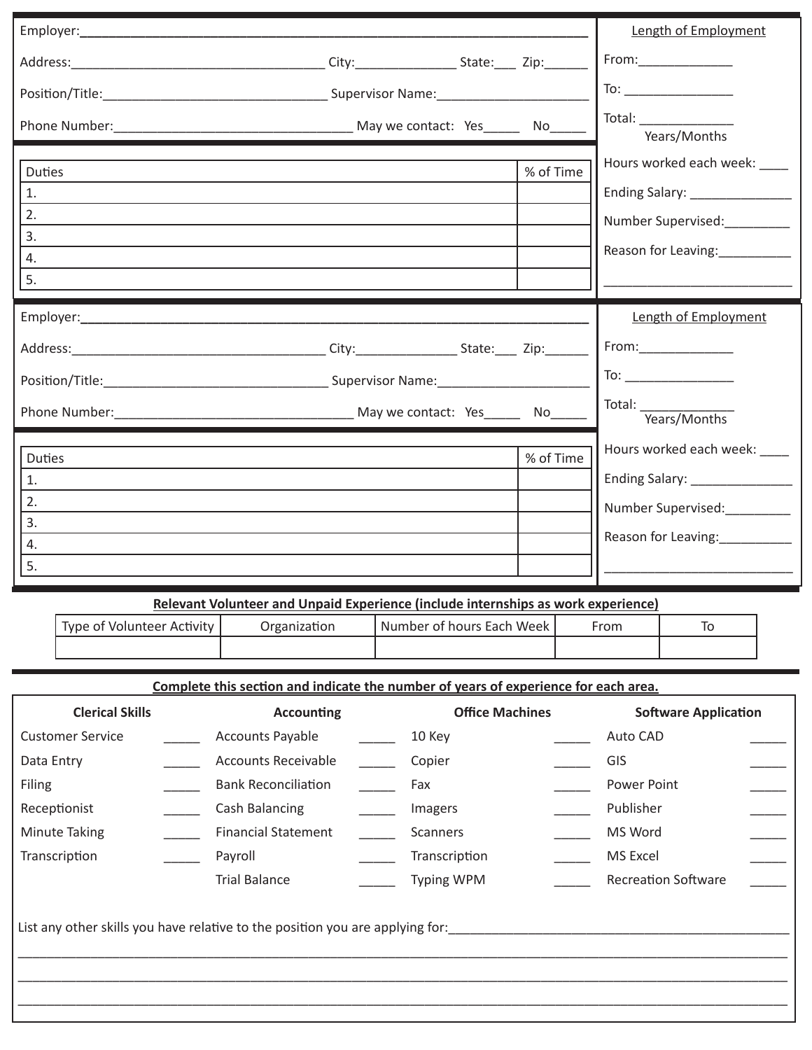Employer:______________________________________________________________________

Address:__________________________________ City:_____________ State:___ Zip:______

Position/Title:_____________________________ Supervisor Name:_____________________

Phone Number:________________________________ May we contact: Yes_____ No_____

| Duties | % of Time |
|---|---|
| 1. | |
| 2. | |
| 3. | |
| 4. | |
| 5. | |

Length of Employment

From:____________

To: ______________

Total: ____________
Years/Months

Hours worked each week: ____

Ending Salary: _____________

Number Supervised:________

Reason for Leaving:_________

_________________________

Employer:______________________________________________________________________

Address:__________________________________ City:_____________ State:___ Zip:______

Position/Title:_____________________________ Supervisor Name:_____________________

Phone Number:________________________________ May we contact: Yes_____ No_____

| Duties | % of Time |
|---|---|
| 1. | |
| 2. | |
| 3. | |
| 4. | |
| 5. | |

Length of Employment

From:____________

To: ______________

Total: ____________
Years/Months

Hours worked each week: ____

Ending Salary: _____________

Number Supervised:________

Reason for Leaving:_________

_________________________

**Relevant Volunteer and Unpaid Experience (include internships as work experience)**

| Type of Volunteer Activity | Organization | Number of hours Each Week | From | To |
|---|---|---|---|---|
| | | | | |

**Complete this section and indicate the number of years of experience for each area.**

| Clerical Skills | | Accounting | | Office Machines | | Software Application | |
|---|---|---|---|---|---|---|---|
| Customer Service | _____ | Accounts Payable | _____ | 10 Key | _____ | Auto CAD | _____ |
| Data Entry | _____ | Accounts Receivable | _____ | Copier | _____ | GIS | _____ |
| Filing | _____ | Bank Reconciliation | _____ | Fax | _____ | Power Point | _____ |
| Receptionist | _____ | Cash Balancing | _____ | Imagers | _____ | Publisher | _____ |
| Minute Taking | _____ | Financial Statement | _____ | Scanners | _____ | MS Word | _____ |
| Transcription | _____ | Payroll | _____ | Transcription | _____ | MS Excel | _____ |
| | | Trial Balance | _____ | Typing WPM | _____ | Recreation Software | _____ |

List any other skills you have relative to the position you are applying for:_____________________________________________

_____________________________________________________________________________________________

_____________________________________________________________________________________________

_____________________________________________________________________________________________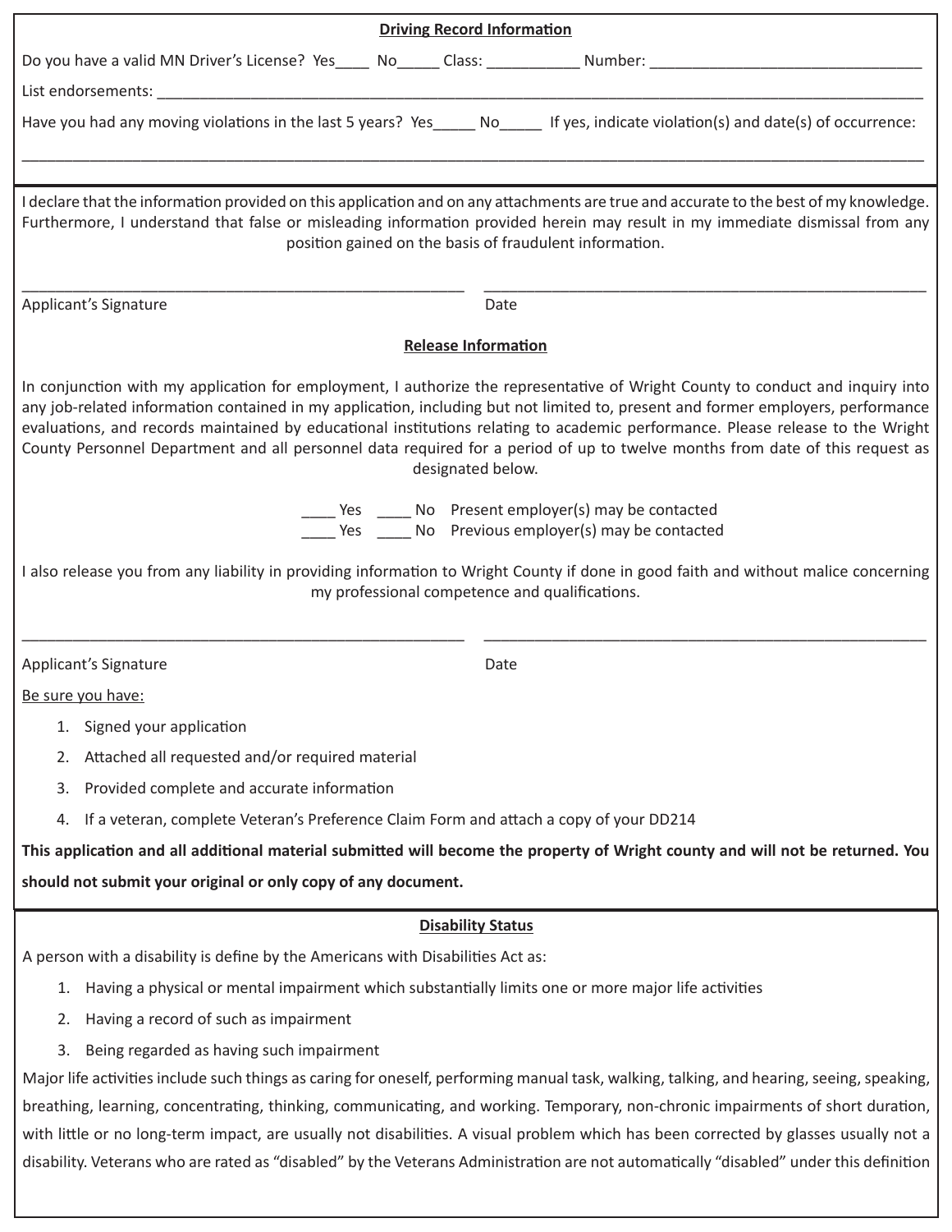## Driving Record Information

Do you have a valid MN Driver's License? Yes____ No_____ Class: ___________ Number: _________________________________

List endorsements: _______________________________________________________________________________________

Have you had any moving violations in the last 5 years? Yes_____ No_____ If yes, indicate violation(s) and date(s) of occurrence:

_____________________________________________________________________________________________________

I declare that the information provided on this application and on any attachments are true and accurate to the best of my knowledge. Furthermore, I understand that false or misleading information provided herein may result in my immediate dismissal from any position gained on the basis of fraudulent information.

_____________________________________________________ _____________________________________________________

Applicant's Signature Date

## Release Information

In conjunction with my application for employment, I authorize the representative of Wright County to conduct and inquiry into any job-related information contained in my application, including but not limited to, present and former employers, performance evaluations, and records maintained by educational institutions relating to academic performance. Please release to the Wright County Personnel Department and all personnel data required for a period of up to twelve months from date of this request as designated below.

____ Yes ____ No Present employer(s) may be contacted
____ Yes ____ No Previous employer(s) may be contacted

I also release you from any liability in providing information to Wright County if done in good faith and without malice concerning my professional competence and qualifications.

_____________________________________________________ _____________________________________________________

Applicant's Signature Date

Be sure you have:

1. Signed your application
2. Attached all requested and/or required material
3. Provided complete and accurate information
4. If a veteran, complete Veteran's Preference Claim Form and attach a copy of your DD214

**This application and all additional material submitted will become the property of Wright county and will not be returned. You should not submit your original or only copy of any document.**

## Disability Status

A person with a disability is define by the Americans with Disabilities Act as:

1. Having a physical or mental impairment which substantially limits one or more major life activities
2. Having a record of such as impairment
3. Being regarded as having such impairment

Major life activities include such things as caring for oneself, performing manual task, walking, talking, and hearing, seeing, speaking, breathing, learning, concentrating, thinking, communicating, and working. Temporary, non-chronic impairments of short duration, with little or no long-term impact, are usually not disabilities. A visual problem which has been corrected by glasses usually not a disability. Veterans who are rated as "disabled" by the Veterans Administration are not automatically "disabled" under this definition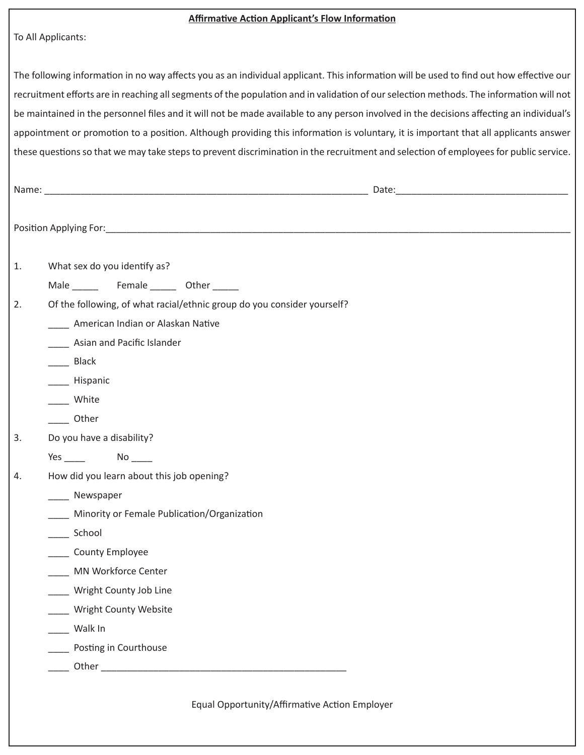**Affirmative Action Applicant's Flow Information**

To All Applicants:

The following information in no way affects you as an individual applicant. This information will be used to find out how effective our recruitment efforts are in reaching all segments of the population and in validation of our selection methods. The information will not be maintained in the personnel files and it will not be made available to any person involved in the decisions affecting an individual's appointment or promotion to a position. Although providing this information is voluntary, it is important that all applicants answer these questions so that we may take steps to prevent discrimination in the recruitment and selection of employees for public service.

Name: _________________________________________________________________ Date:___________________________________

Position Applying For:___________________________________________________________________________________________________

1. What sex do you identify as?

   Male _____ Female _____ Other _____

2. Of the following, of what racial/ethnic group do you consider yourself?

   ____ American Indian or Alaskan Native
   ____ Asian and Pacific Islander
   ____ Black
   ____ Hispanic
   ____ White
   ____ Other

3. Do you have a disability?

   Yes ____ No ____

4. How did you learn about this job opening?

   ____ Newspaper
   ____ Minority or Female Publication/Organization
   ____ School
   ____ County Employee
   ____ MN Workforce Center
   ____ Wright County Job Line
   ____ Wright County Website
   ____ Walk In
   ____ Posting in Courthouse
   ____ Other __________________________________________________

Equal Opportunity/Affirmative Action Employer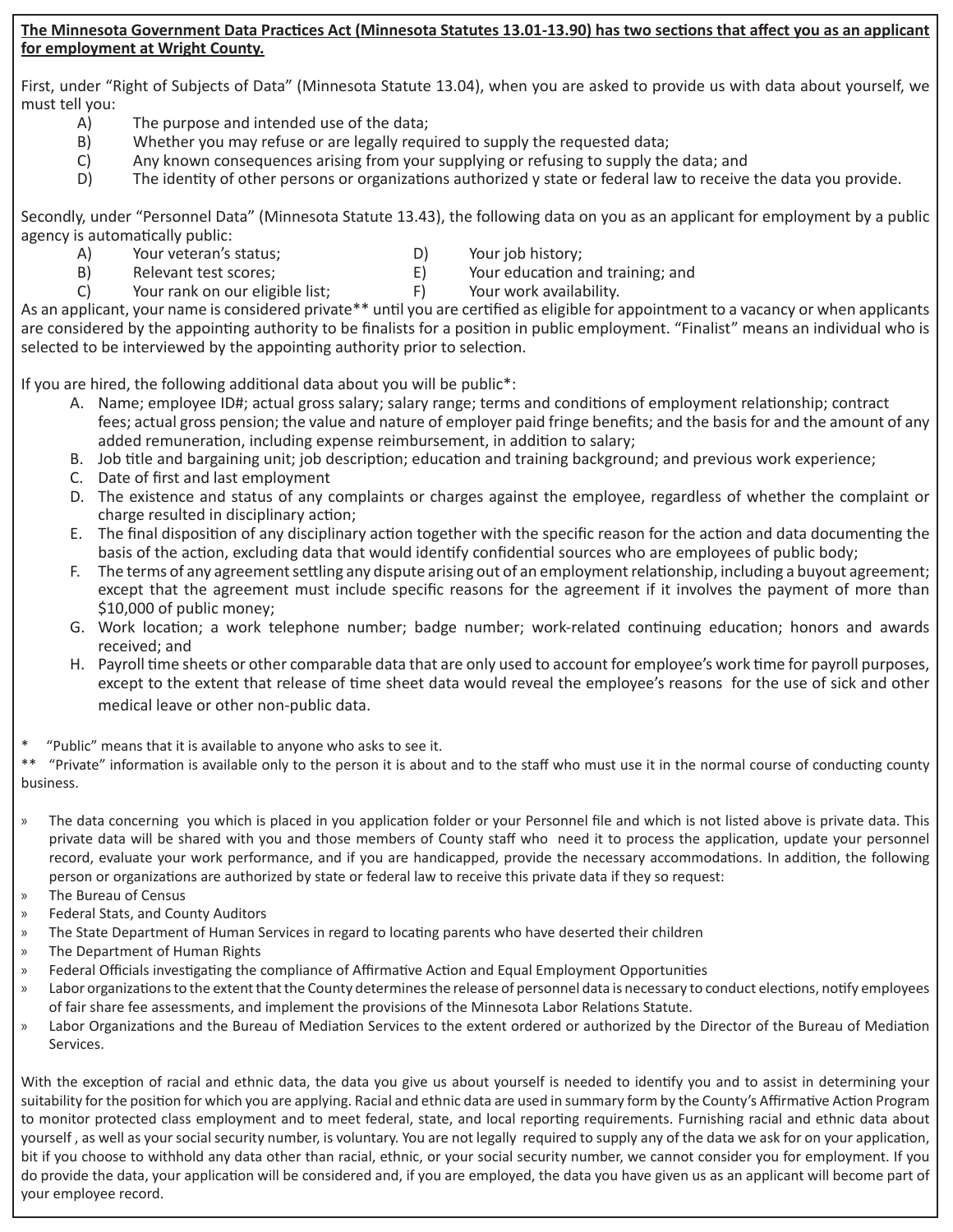**<u>The Minnesota Government Data Practices Act (Minnesota Statutes 13.01-13.90) has two sections that affect you as an applicant for employment at Wright County.</u>**

First, under "Right of Subjects of Data" (Minnesota Statute 13.04), when you are asked to provide us with data about yourself, we must tell you:

- A) The purpose and intended use of the data;
- B) Whether you may refuse or are legally required to supply the requested data;
- C) Any known consequences arising from your supplying or refusing to supply the data; and
- D) The identity of other persons or organizations authorized y state or federal law to receive the data you provide.

Secondly, under "Personnel Data" (Minnesota Statute 13.43), the following data on you as an applicant for employment by a public agency is automatically public:

- A) Your veteran's status;
- B) Relevant test scores;
- C) Your rank on our eligible list;
- D) Your job history;
- E) Your education and training; and
- F) Your work availability.

As an applicant, your name is considered private** until you are certified as eligible for appointment to a vacancy or when applicants are considered by the appointing authority to be finalists for a position in public employment. "Finalist" means an individual who is selected to be interviewed by the appointing authority prior to selection.

If you are hired, the following additional data about you will be public*:

A. Name; employee ID#; actual gross salary; salary range; terms and conditions of employment relationship; contract fees; actual gross pension; the value and nature of employer paid fringe benefits; and the basis for and the amount of any added remuneration, including expense reimbursement, in addition to salary;
B. Job title and bargaining unit; job description; education and training background; and previous work experience;
C. Date of first and last employment
D. The existence and status of any complaints or charges against the employee, regardless of whether the complaint or charge resulted in disciplinary action;
E. The final disposition of any disciplinary action together with the specific reason for the action and data documenting the basis of the action, excluding data that would identify confidential sources who are employees of public body;
F. The terms of any agreement settling any dispute arising out of an employment relationship, including a buyout agreement; except that the agreement must include specific reasons for the agreement if it involves the payment of more than $10,000 of public money;
G. Work location; a work telephone number; badge number; work-related continuing education; honors and awards received; and
H. Payroll time sheets or other comparable data that are only used to account for employee's work time for payroll purposes, except to the extent that release of time sheet data would reveal the employee's reasons for the use of sick and other medical leave or other non-public data.

\* "Public" means that it is available to anyone who asks to see it.
\** "Private" information is available only to the person it is about and to the staff who must use it in the normal course of conducting county business.

- » The data concerning you which is placed in you application folder or your Personnel file and which is not listed above is private data. This private data will be shared with you and those members of County staff who need it to process the application, update your personnel record, evaluate your work performance, and if you are handicapped, provide the necessary accommodations. In addition, the following person or organizations are authorized by state or federal law to receive this private data if they so request:
- » The Bureau of Census
- » Federal Stats, and County Auditors
- » The State Department of Human Services in regard to locating parents who have deserted their children
- » The Department of Human Rights
- » Federal Officials investigating the compliance of Affirmative Action and Equal Employment Opportunities
- » Labor organizations to the extent that the County determines the release of personnel data is necessary to conduct elections, notify employees of fair share fee assessments, and implement the provisions of the Minnesota Labor Relations Statute.
- » Labor Organizations and the Bureau of Mediation Services to the extent ordered or authorized by the Director of the Bureau of Mediation Services.

With the exception of racial and ethnic data, the data you give us about yourself is needed to identify you and to assist in determining your suitability for the position for which you are applying. Racial and ethnic data are used in summary form by the County's Affirmative Action Program to monitor protected class employment and to meet federal, state, and local reporting requirements. Furnishing racial and ethnic data about yourself , as well as your social security number, is voluntary. You are not legally required to supply any of the data we ask for on your application, bit if you choose to withhold any data other than racial, ethnic, or your social security number, we cannot consider you for employment. If you do provide the data, your application will be considered and, if you are employed, the data you have given us as an applicant will become part of your employee record.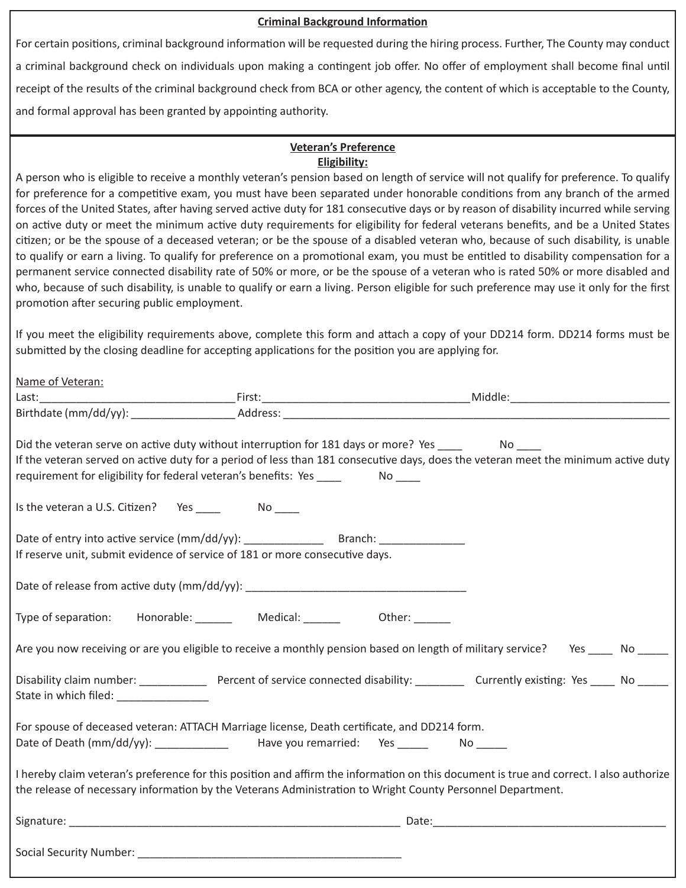## Criminal Background Information

For certain positions, criminal background information will be requested during the hiring process. Further, The County may conduct a criminal background check on individuals upon making a contingent job offer. No offer of employment shall become final until receipt of the results of the criminal background check from BCA or other agency, the content of which is acceptable to the County, and formal approval has been granted by appointing authority.

## Veteran's Preference

### Eligibility:

A person who is eligible to receive a monthly veteran's pension based on length of service will not qualify for preference. To qualify for preference for a competitive exam, you must have been separated under honorable conditions from any branch of the armed forces of the United States, after having served active duty for 181 consecutive days or by reason of disability incurred while serving on active duty or meet the minimum active duty requirements for eligibility for federal veterans benefits, and be a United States citizen; or be the spouse of a deceased veteran; or be the spouse of a disabled veteran who, because of such disability, is unable to qualify or earn a living. To qualify for preference on a promotional exam, you must be entitled to disability compensation for a permanent service connected disability rate of 50% or more, or be the spouse of a veteran who is rated 50% or more disabled and who, because of such disability, is unable to qualify or earn a living. Person eligible for such preference may use it only for the first promotion after securing public employment.

If you meet the eligibility requirements above, complete this form and attach a copy of your DD214 form. DD214 forms must be submitted by the closing deadline for accepting applications for the position you are applying for.

Name of Veteran:

Last:________________________________ First:__________________________________ Middle:__________________________

Birthdate (mm/dd/yy): _________________ Address: _________________________________________________________________

Did the veteran serve on active duty without interruption for 181 days or more? Yes ____ No ____

If the veteran served on active duty for a period of less than 181 consecutive days, does the veteran meet the minimum active duty requirement for eligibility for federal veteran's benefits: Yes ____ No ____

Is the veteran a U.S. Citizen? Yes ____ No ____

Date of entry into active service (mm/dd/yy): _____________ Branch: ______________

If reserve unit, submit evidence of service of 181 or more consecutive days.

Date of release from active duty (mm/dd/yy): ____________________________________

Type of separation: Honorable: ______ Medical: ______ Other: ______

Are you now receiving or are you eligible to receive a monthly pension based on length of military service? Yes ____ No _____

Disability claim number: ___________ Percent of service connected disability: ________ Currently existing: Yes ____ No _____

State in which filed: _______________

For spouse of deceased veteran: ATTACH Marriage license, Death certificate, and DD214 form.

Date of Death (mm/dd/yy): ____________ Have you remarried: Yes _____ No _____

I hereby claim veteran's preference for this position and affirm the information on this document is true and correct. I also authorize the release of necessary information by the Veterans Administration to Wright County Personnel Department.

Signature: ________________________________________________________ Date:______________________________________

Social Security Number: _____________________________________________